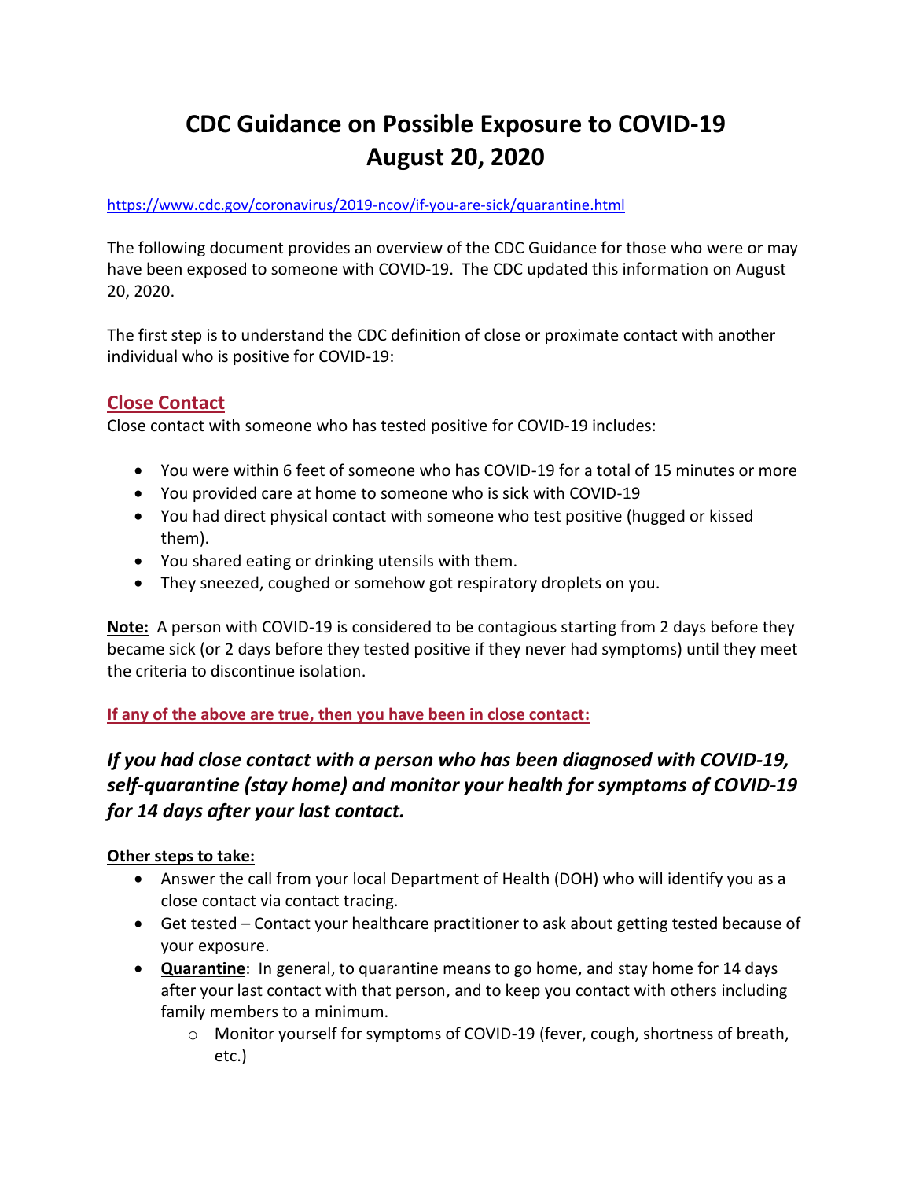# CDC Guidance on Possible Exposure to COVID-19
# August 20, 2020

https://www.cdc.gov/coronavirus/2019-ncov/if-you-are-sick/quarantine.html

The following document provides an overview of the CDC Guidance for those who were or may have been exposed to someone with COVID-19. The CDC updated this information on August 20, 2020.

The first step is to understand the CDC definition of close or proximate contact with another individual who is positive for COVID-19:

## Close Contact

Close contact with someone who has tested positive for COVID-19 includes:

- You were within 6 feet of someone who has COVID-19 for a total of 15 minutes or more
- You provided care at home to someone who is sick with COVID-19
- You had direct physical contact with someone who test positive (hugged or kissed them).
- You shared eating or drinking utensils with them.
- They sneezed, coughed or somehow got respiratory droplets on you.

**Note:** A person with COVID-19 is considered to be contagious starting from 2 days before they became sick (or 2 days before they tested positive if they never had symptoms) until they meet the criteria to discontinue isolation.

**If any of the above are true, then you have been in close contact:**

### *If you had close contact with a person who has been diagnosed with COVID-19, self-quarantine (stay home) and monitor your health for symptoms of COVID-19 for 14 days after your last contact.*

**Other steps to take:**

- Answer the call from your local Department of Health (DOH) who will identify you as a close contact via contact tracing.
- Get tested – Contact your healthcare practitioner to ask about getting tested because of your exposure.
- **Quarantine**: In general, to quarantine means to go home, and stay home for 14 days after your last contact with that person, and to keep you contact with others including family members to a minimum.
  - Monitor yourself for symptoms of COVID-19 (fever, cough, shortness of breath, etc.)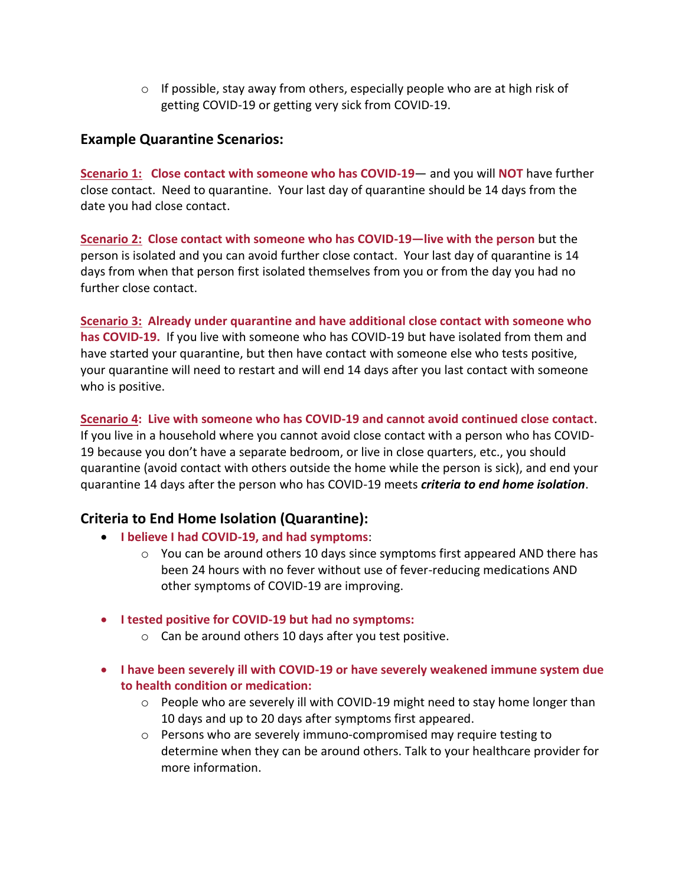- If possible, stay away from others, especially people who are at high risk of getting COVID-19 or getting very sick from COVID-19.

## Example Quarantine Scenarios:

**Scenario 1: Close contact with someone who has COVID-19**— and you will **NOT** have further close contact. Need to quarantine. Your last day of quarantine should be 14 days from the date you had close contact.

**Scenario 2: Close contact with someone who has COVID-19—live with the person** but the person is isolated and you can avoid further close contact. Your last day of quarantine is 14 days from when that person first isolated themselves from you or from the day you had no further close contact.

**Scenario 3: Already under quarantine and have additional close contact with someone who has COVID-19.** If you live with someone who has COVID-19 but have isolated from them and have started your quarantine, but then have contact with someone else who tests positive, your quarantine will need to restart and will end 14 days after you last contact with someone who is positive.

**Scenario 4: Live with someone who has COVID-19 and cannot avoid continued close contact**. If you live in a household where you cannot avoid close contact with a person who has COVID-19 because you don't have a separate bedroom, or live in close quarters, etc., you should quarantine (avoid contact with others outside the home while the person is sick), and end your quarantine 14 days after the person who has COVID-19 meets ***criteria to end home isolation***.

## Criteria to End Home Isolation (Quarantine):

- **I believe I had COVID-19, and had symptoms**:
  - You can be around others 10 days since symptoms first appeared AND there has been 24 hours with no fever without use of fever-reducing medications AND other symptoms of COVID-19 are improving.

- **I tested positive for COVID-19 but had no symptoms:**
  - Can be around others 10 days after you test positive.

- **I have been severely ill with COVID-19 or have severely weakened immune system due to health condition or medication:**
  - People who are severely ill with COVID-19 might need to stay home longer than 10 days and up to 20 days after symptoms first appeared.
  - Persons who are severely immuno-compromised may require testing to determine when they can be around others. Talk to your healthcare provider for more information.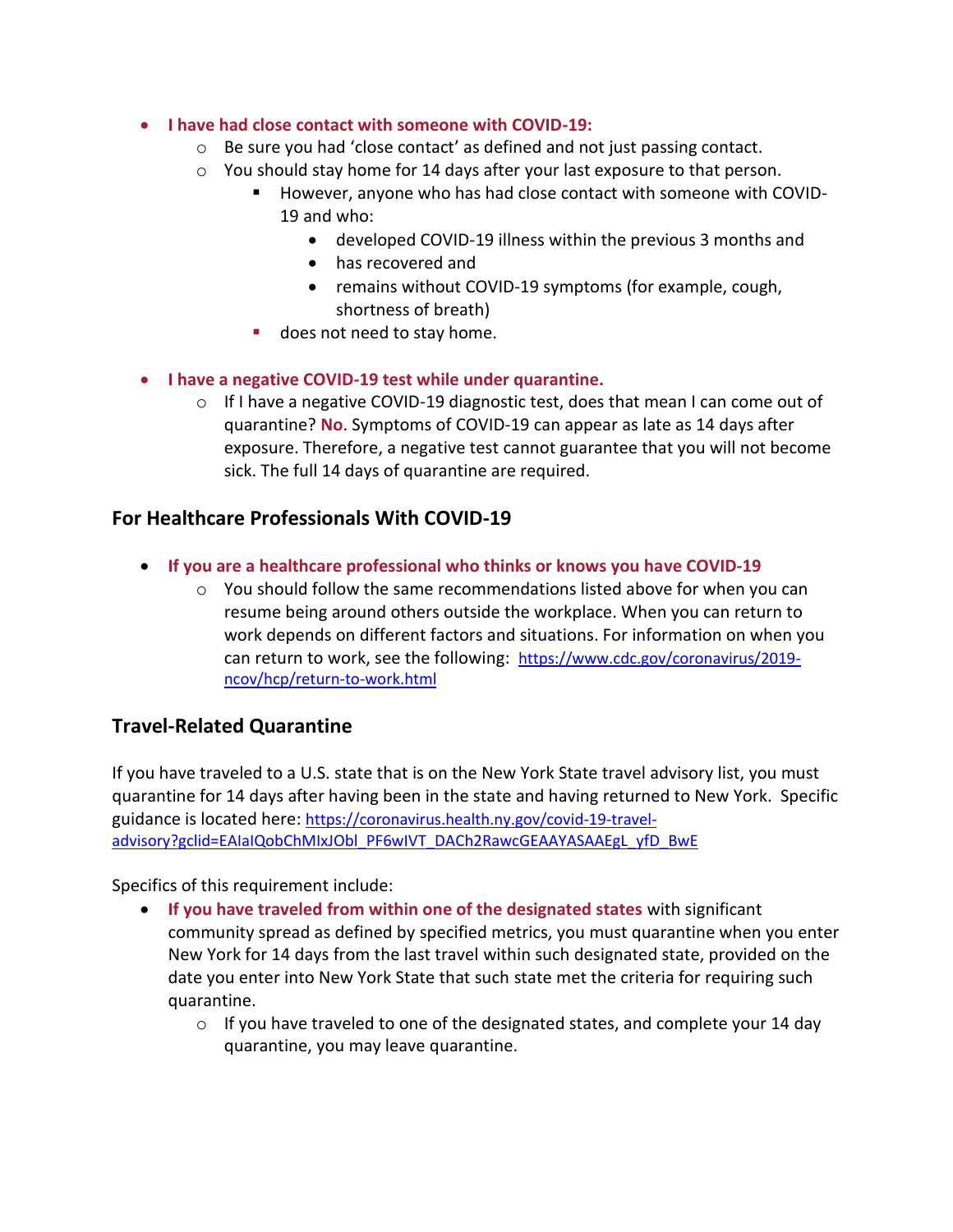- **I have had close contact with someone with COVID-19:**
  - Be sure you had 'close contact' as defined and not just passing contact.
  - You should stay home for 14 days after your last exposure to that person.
    - However, anyone who has had close contact with someone with COVID-19 and who:
      - developed COVID-19 illness within the previous 3 months and
      - has recovered and
      - remains without COVID-19 symptoms (for example, cough, shortness of breath)
    - does not need to stay home.

- **I have a negative COVID-19 test while under quarantine.**
  - If I have a negative COVID-19 diagnostic test, does that mean I can come out of quarantine? **No**. Symptoms of COVID-19 can appear as late as 14 days after exposure. Therefore, a negative test cannot guarantee that you will not become sick. The full 14 days of quarantine are required.

## For Healthcare Professionals With COVID-19

- **If you are a healthcare professional who thinks or knows you have COVID-19**
  - You should follow the same recommendations listed above for when you can resume being around others outside the workplace. When you can return to work depends on different factors and situations. For information on when you can return to work, see the following: https://www.cdc.gov/coronavirus/2019-ncov/hcp/return-to-work.html

## Travel-Related Quarantine

If you have traveled to a U.S. state that is on the New York State travel advisory list, you must quarantine for 14 days after having been in the state and having returned to New York. Specific guidance is located here: https://coronavirus.health.ny.gov/covid-19-travel-advisory?gclid=EAIaIQobChMIxJObl_PF6wIVT_DACh2RawcGEAAYASAAEgL_yfD_BwE

Specifics of this requirement include:

- **If you have traveled from within one of the designated states** with significant community spread as defined by specified metrics, you must quarantine when you enter New York for 14 days from the last travel within such designated state, provided on the date you enter into New York State that such state met the criteria for requiring such quarantine.
  - If you have traveled to one of the designated states, and complete your 14 day quarantine, you may leave quarantine.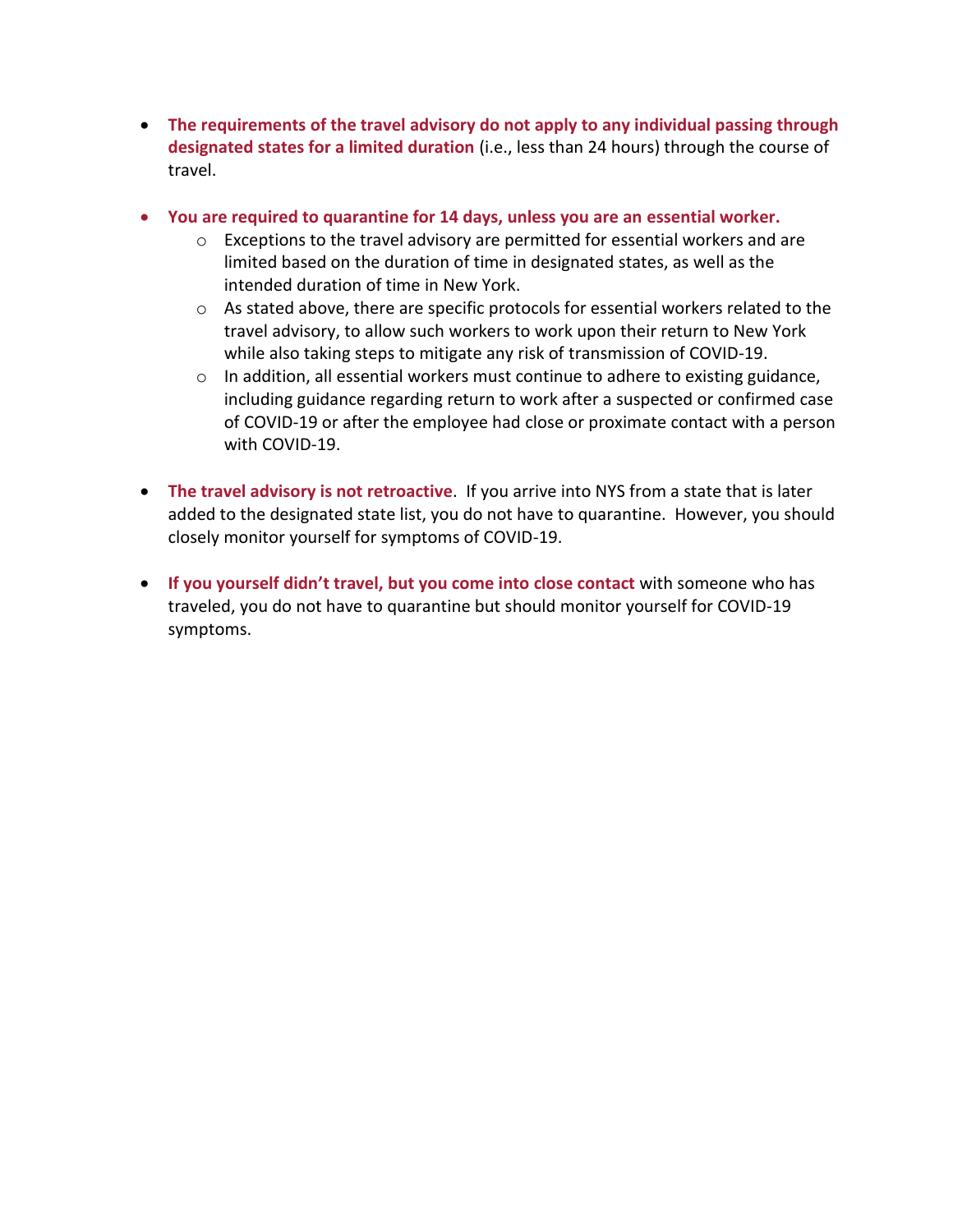- **The requirements of the travel advisory do not apply to any individual passing through designated states for a limited duration** (i.e., less than 24 hours) through the course of travel.

- **You are required to quarantine for 14 days, unless you are an essential worker.**
  - Exceptions to the travel advisory are permitted for essential workers and are limited based on the duration of time in designated states, as well as the intended duration of time in New York.
  - As stated above, there are specific protocols for essential workers related to the travel advisory, to allow such workers to work upon their return to New York while also taking steps to mitigate any risk of transmission of COVID-19.
  - In addition, all essential workers must continue to adhere to existing guidance, including guidance regarding return to work after a suspected or confirmed case of COVID-19 or after the employee had close or proximate contact with a person with COVID-19.

- **The travel advisory is not retroactive**. If you arrive into NYS from a state that is later added to the designated state list, you do not have to quarantine. However, you should closely monitor yourself for symptoms of COVID-19.

- **If you yourself didn't travel, but you come into close contact** with someone who has traveled, you do not have to quarantine but should monitor yourself for COVID-19 symptoms.